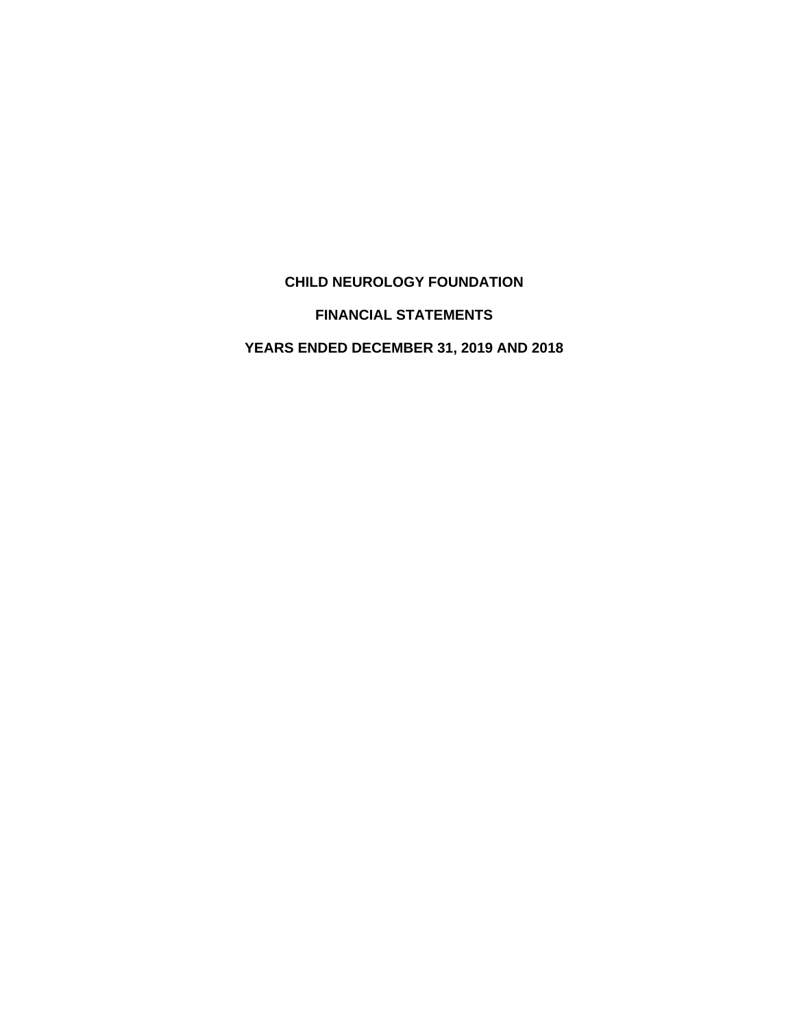# CHILD NEUROLOGY FOUNDATION

## FINANCIAL STATEMENTS

## YEARS ENDED DECEMBER 31, 2019 AND 2018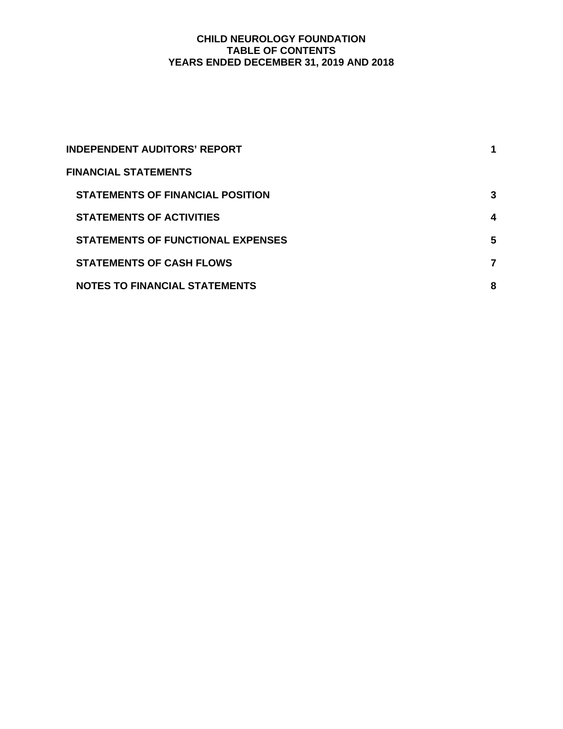# CHILD NEUROLOGY FOUNDATION
## TABLE OF CONTENTS
## YEARS ENDED DECEMBER 31, 2019 AND 2018

| | |
|---|---|
| **INDEPENDENT AUDITORS' REPORT** | **1** |
| **FINANCIAL STATEMENTS** | |
| **STATEMENTS OF FINANCIAL POSITION** | **3** |
| **STATEMENTS OF ACTIVITIES** | **4** |
| **STATEMENTS OF FUNCTIONAL EXPENSES** | **5** |
| **STATEMENTS OF CASH FLOWS** | **7** |
| **NOTES TO FINANCIAL STATEMENTS** | **8** |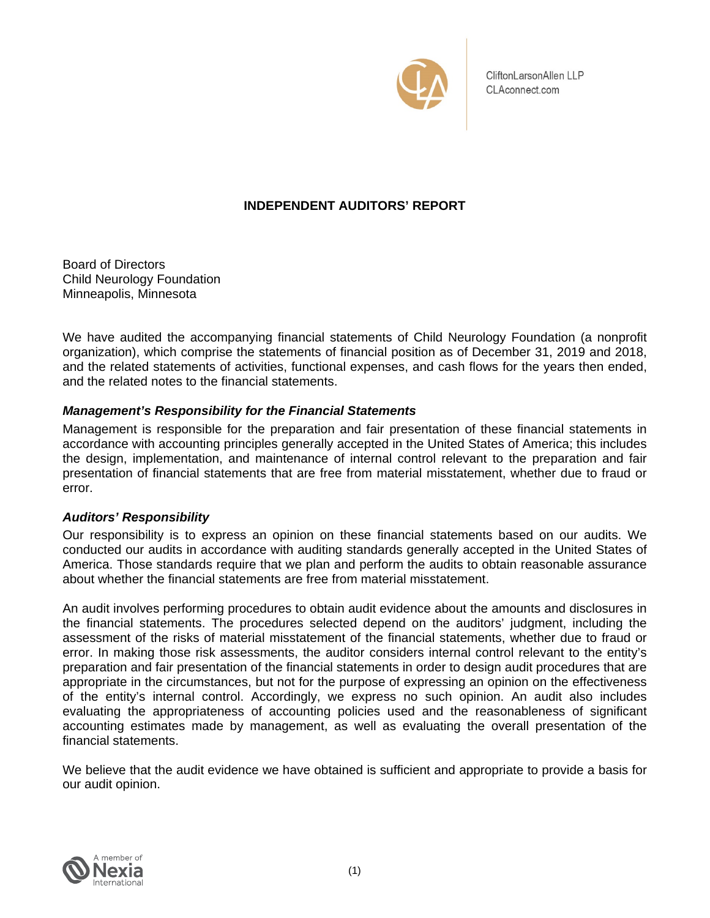CliftonLarsonAllen LLP
CLAconnect.com

# INDEPENDENT AUDITORS' REPORT

Board of Directors
Child Neurology Foundation
Minneapolis, Minnesota

We have audited the accompanying financial statements of Child Neurology Foundation (a nonprofit organization), which comprise the statements of financial position as of December 31, 2019 and 2018, and the related statements of activities, functional expenses, and cash flows for the years then ended, and the related notes to the financial statements.

### *Management's Responsibility for the Financial Statements*

Management is responsible for the preparation and fair presentation of these financial statements in accordance with accounting principles generally accepted in the United States of America; this includes the design, implementation, and maintenance of internal control relevant to the preparation and fair presentation of financial statements that are free from material misstatement, whether due to fraud or error.

### *Auditors' Responsibility*

Our responsibility is to express an opinion on these financial statements based on our audits. We conducted our audits in accordance with auditing standards generally accepted in the United States of America. Those standards require that we plan and perform the audits to obtain reasonable assurance about whether the financial statements are free from material misstatement.

An audit involves performing procedures to obtain audit evidence about the amounts and disclosures in the financial statements. The procedures selected depend on the auditors' judgment, including the assessment of the risks of material misstatement of the financial statements, whether due to fraud or error. In making those risk assessments, the auditor considers internal control relevant to the entity's preparation and fair presentation of the financial statements in order to design audit procedures that are appropriate in the circumstances, but not for the purpose of expressing an opinion on the effectiveness of the entity's internal control. Accordingly, we express no such opinion. An audit also includes evaluating the appropriateness of accounting policies used and the reasonableness of significant accounting estimates made by management, as well as evaluating the overall presentation of the financial statements.

We believe that the audit evidence we have obtained is sufficient and appropriate to provide a basis for our audit opinion.

A member of Nexia International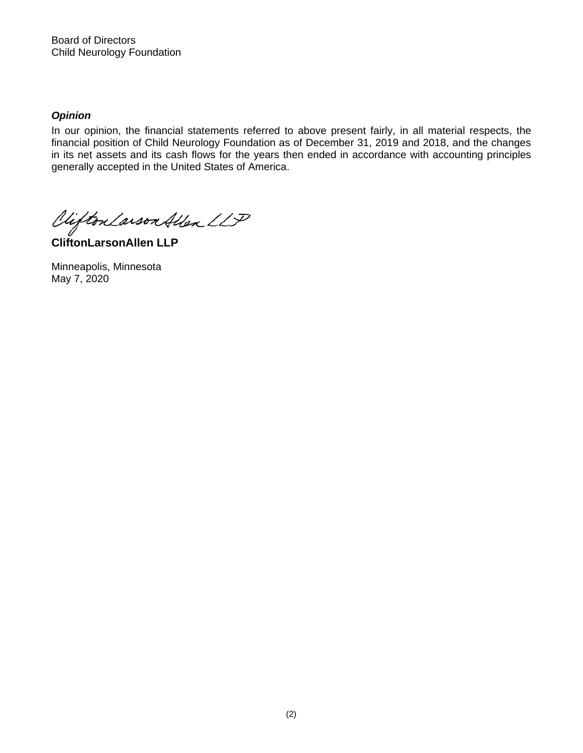Board of Directors
Child Neurology Foundation

***Opinion***

In our opinion, the financial statements referred to above present fairly, in all material respects, the financial position of Child Neurology Foundation as of December 31, 2019 and 2018, and the changes in its net assets and its cash flows for the years then ended in accordance with accounting principles generally accepted in the United States of America.

CliftonLarsonAllen LLP

**CliftonLarsonAllen LLP**

Minneapolis, Minnesota
May 7, 2020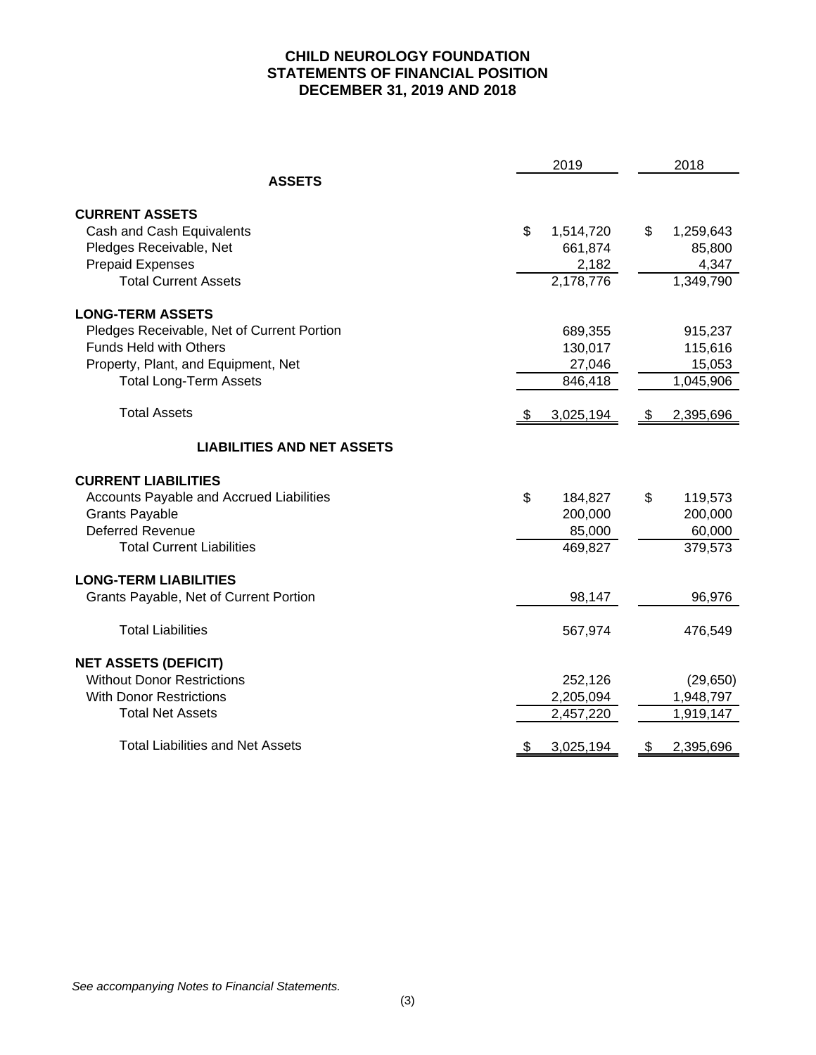# CHILD NEUROLOGY FOUNDATION
## STATEMENTS OF FINANCIAL POSITION
## DECEMBER 31, 2019 AND 2018

| | 2019 | 2018 |
|---|---|---|
| **ASSETS** | | |
| **CURRENT ASSETS** | | |
| Cash and Cash Equivalents | $ 1,514,720 | $ 1,259,643 |
| Pledges Receivable, Net | 661,874 | 85,800 |
| Prepaid Expenses | 2,182 | 4,347 |
| Total Current Assets | 2,178,776 | 1,349,790 |
| **LONG-TERM ASSETS** | | |
| Pledges Receivable, Net of Current Portion | 689,355 | 915,237 |
| Funds Held with Others | 130,017 | 115,616 |
| Property, Plant, and Equipment, Net | 27,046 | 15,053 |
| Total Long-Term Assets | 846,418 | 1,045,906 |
| Total Assets | $ 3,025,194 | $ 2,395,696 |
| **LIABILITIES AND NET ASSETS** | | |
| **CURRENT LIABILITIES** | | |
| Accounts Payable and Accrued Liabilities | $ 184,827 | $ 119,573 |
| Grants Payable | 200,000 | 200,000 |
| Deferred Revenue | 85,000 | 60,000 |
| Total Current Liabilities | 469,827 | 379,573 |
| **LONG-TERM LIABILITIES** | | |
| Grants Payable, Net of Current Portion | 98,147 | 96,976 |
| Total Liabilities | 567,974 | 476,549 |
| **NET ASSETS (DEFICIT)** | | |
| Without Donor Restrictions | 252,126 | (29,650) |
| With Donor Restrictions | 2,205,094 | 1,948,797 |
| Total Net Assets | 2,457,220 | 1,919,147 |
| Total Liabilities and Net Assets | $ 3,025,194 | $ 2,395,696 |

*See accompanying Notes to Financial Statements.*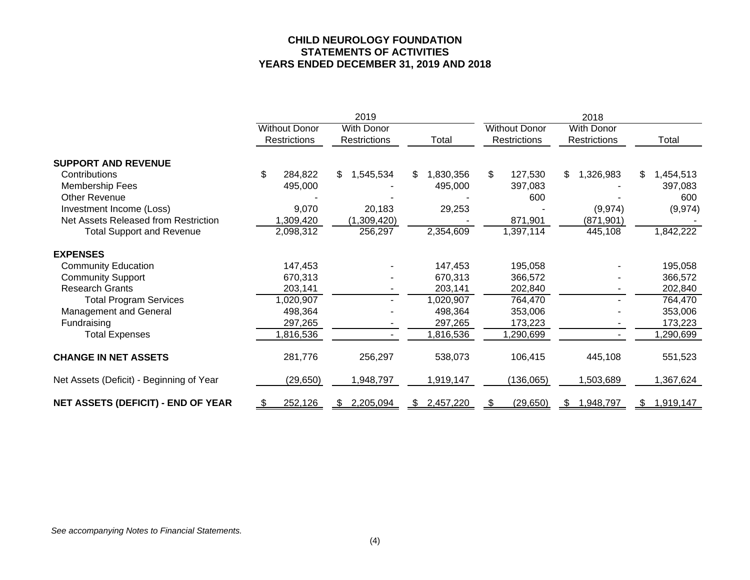# CHILD NEUROLOGY FOUNDATION
## STATEMENTS OF ACTIVITIES
## YEARS ENDED DECEMBER 31, 2019 AND 2018

| | 2019 | | | 2018 | | |
|---|---|---|---|---|---|---|
| | Without Donor Restrictions | With Donor Restrictions | Total | Without Donor Restrictions | With Donor Restrictions | Total |
| **SUPPORT AND REVENUE** | | | | | | |
| Contributions | $ 284,822 | $ 1,545,534 | $ 1,830,356 | $ 127,530 | $ 1,326,983 | $ 1,454,513 |
| Membership Fees | 495,000 | - | 495,000 | 397,083 | - | 397,083 |
| Other Revenue | - | - | - | 600 | - | 600 |
| Investment Income (Loss) | 9,070 | 20,183 | 29,253 | - | (9,974) | (9,974) |
| Net Assets Released from Restriction | 1,309,420 | (1,309,420) | - | 871,901 | (871,901) | - |
| Total Support and Revenue | 2,098,312 | 256,297 | 2,354,609 | 1,397,114 | 445,108 | 1,842,222 |
| **EXPENSES** | | | | | | |
| Community Education | 147,453 | - | 147,453 | 195,058 | - | 195,058 |
| Community Support | 670,313 | - | 670,313 | 366,572 | - | 366,572 |
| Research Grants | 203,141 | - | 203,141 | 202,840 | - | 202,840 |
| Total Program Services | 1,020,907 | - | 1,020,907 | 764,470 | - | 764,470 |
| Management and General | 498,364 | - | 498,364 | 353,006 | - | 353,006 |
| Fundraising | 297,265 | - | 297,265 | 173,223 | - | 173,223 |
| Total Expenses | 1,816,536 | - | 1,816,536 | 1,290,699 | - | 1,290,699 |
| **CHANGE IN NET ASSETS** | 281,776 | 256,297 | 538,073 | 106,415 | 445,108 | 551,523 |
| Net Assets (Deficit) - Beginning of Year | (29,650) | 1,948,797 | 1,919,147 | (136,065) | 1,503,689 | 1,367,624 |
| **NET ASSETS (DEFICIT) - END OF YEAR** | $ 252,126 | $ 2,205,094 | $ 2,457,220 | $ (29,650) | $ 1,948,797 | $ 1,919,147 |

*See accompanying Notes to Financial Statements.*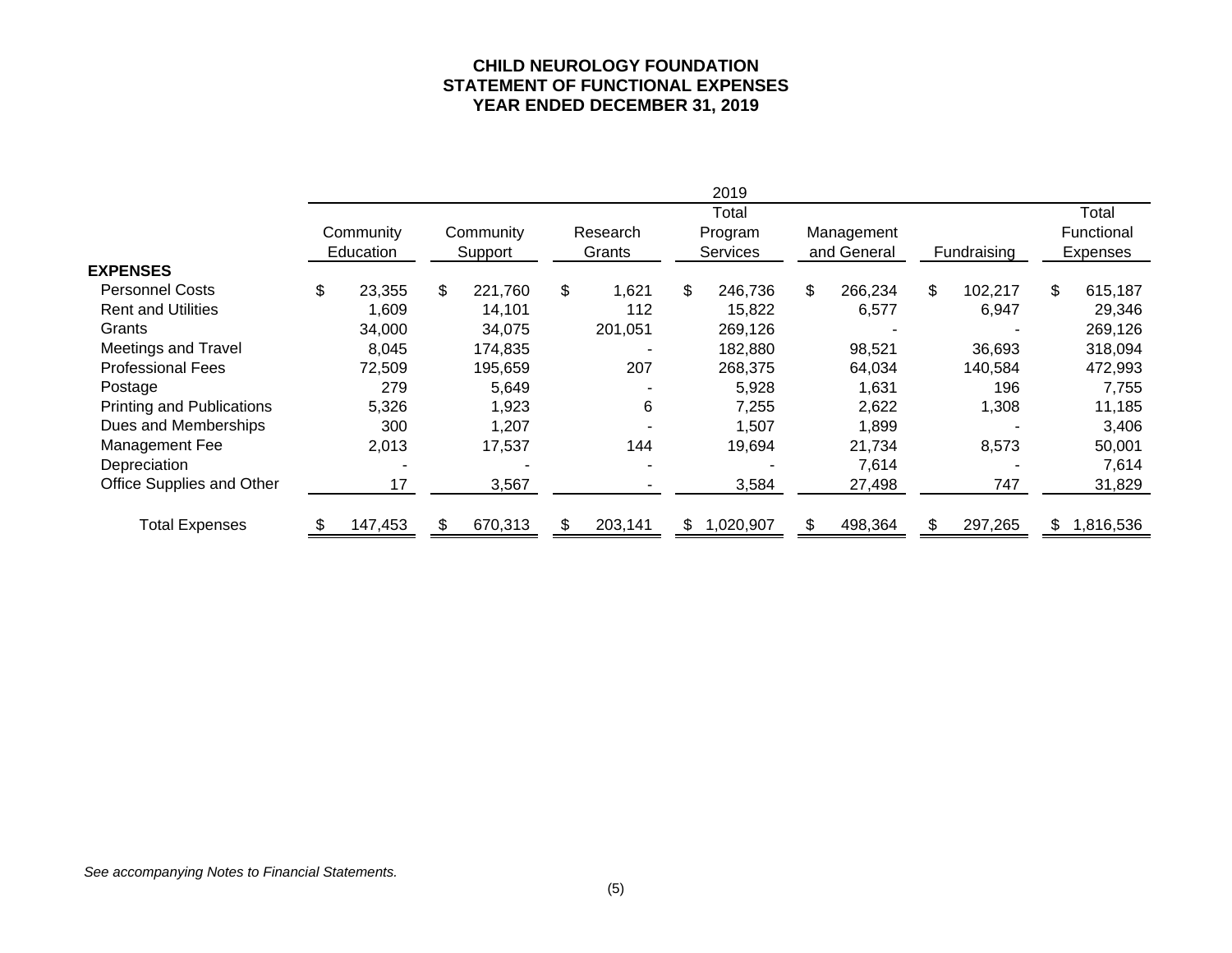# CHILD NEUROLOGY FOUNDATION
## STATEMENT OF FUNCTIONAL EXPENSES
## YEAR ENDED DECEMBER 31, 2019

| | 2019 | | | | | | |
|---|---|---|---|---|---|---|---|
| | Community Education | Community Support | Research Grants | Total Program Services | Management and General | Fundraising | Total Functional Expenses |
| **EXPENSES** | | | | | | | |
| Personnel Costs | $ 23,355 | $ 221,760 | $ 1,621 | $ 246,736 | $ 266,234 | $ 102,217 | $ 615,187 |
| Rent and Utilities | 1,609 | 14,101 | 112 | 15,822 | 6,577 | 6,947 | 29,346 |
| Grants | 34,000 | 34,075 | 201,051 | 269,126 | - | - | 269,126 |
| Meetings and Travel | 8,045 | 174,835 | - | 182,880 | 98,521 | 36,693 | 318,094 |
| Professional Fees | 72,509 | 195,659 | 207 | 268,375 | 64,034 | 140,584 | 472,993 |
| Postage | 279 | 5,649 | - | 5,928 | 1,631 | 196 | 7,755 |
| Printing and Publications | 5,326 | 1,923 | 6 | 7,255 | 2,622 | 1,308 | 11,185 |
| Dues and Memberships | 300 | 1,207 | - | 1,507 | 1,899 | - | 3,406 |
| Management Fee | 2,013 | 17,537 | 144 | 19,694 | 21,734 | 8,573 | 50,001 |
| Depreciation | - | - | - | - | 7,614 | - | 7,614 |
| Office Supplies and Other | 17 | 3,567 | - | 3,584 | 27,498 | 747 | 31,829 |
| Total Expenses | $ 147,453 | $ 670,313 | $ 203,141 | $ 1,020,907 | $ 498,364 | $ 297,265 | $ 1,816,536 |

*See accompanying Notes to Financial Statements.*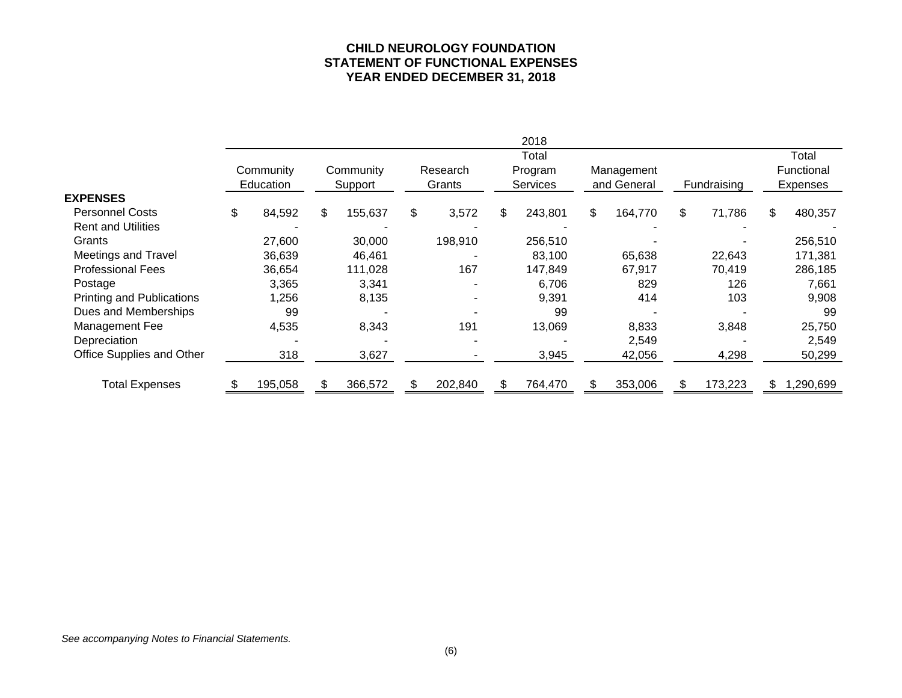# CHILD NEUROLOGY FOUNDATION
# STATEMENT OF FUNCTIONAL EXPENSES
# YEAR ENDED DECEMBER 31, 2018

| | 2018 | | | | | | |
|---|---|---|---|---|---|---|---|
| | Community Education | Community Support | Research Grants | Total Program Services | Management and General | Fundraising | Total Functional Expenses |
| **EXPENSES** | | | | | | | |
| Personnel Costs | $ 84,592 | $ 155,637 | $ 3,572 | $ 243,801 | $ 164,770 | $ 71,786 | $ 480,357 |
| Rent and Utilities | - | - | - | - | - | - | - |
| Grants | 27,600 | 30,000 | 198,910 | 256,510 | - | - | 256,510 |
| Meetings and Travel | 36,639 | 46,461 | - | 83,100 | 65,638 | 22,643 | 171,381 |
| Professional Fees | 36,654 | 111,028 | 167 | 147,849 | 67,917 | 70,419 | 286,185 |
| Postage | 3,365 | 3,341 | - | 6,706 | 829 | 126 | 7,661 |
| Printing and Publications | 1,256 | 8,135 | - | 9,391 | 414 | 103 | 9,908 |
| Dues and Memberships | 99 | - | - | 99 | - | - | 99 |
| Management Fee | 4,535 | 8,343 | 191 | 13,069 | 8,833 | 3,848 | 25,750 |
| Depreciation | - | - | - | - | 2,549 | - | 2,549 |
| Office Supplies and Other | 318 | 3,627 | - | 3,945 | 42,056 | 4,298 | 50,299 |
| Total Expenses | $ 195,058 | $ 366,572 | $ 202,840 | $ 764,470 | $ 353,006 | $ 173,223 | $ 1,290,699 |

*See accompanying Notes to Financial Statements.*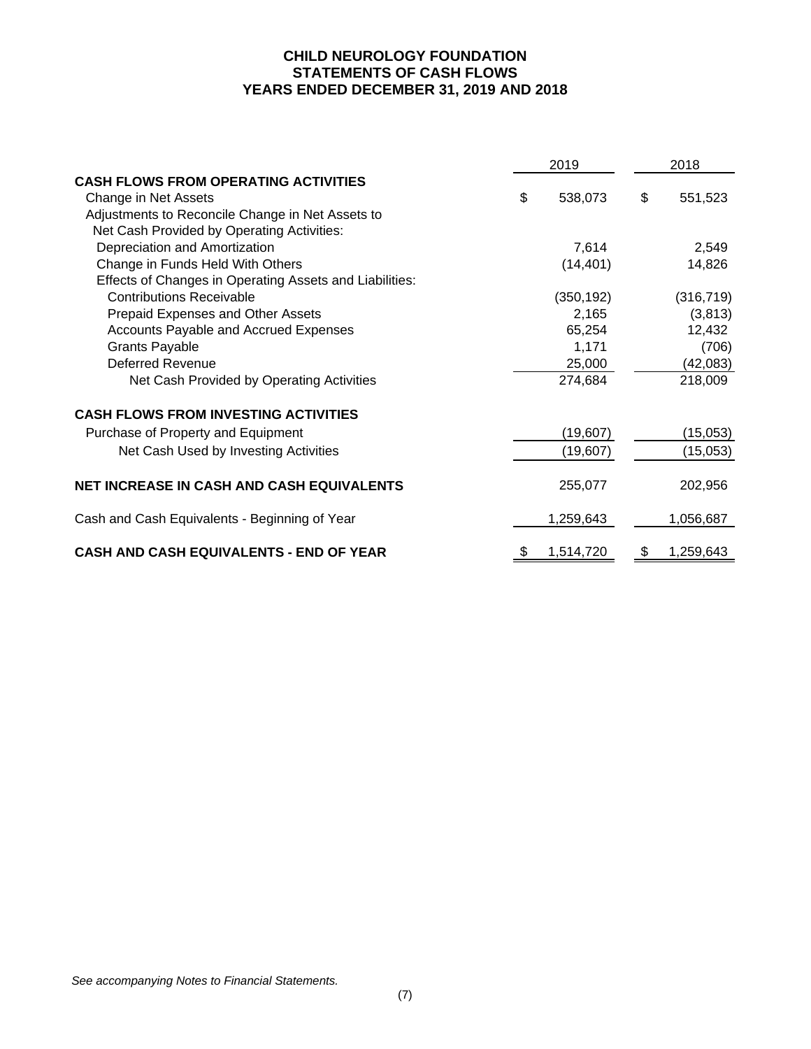# CHILD NEUROLOGY FOUNDATION
## STATEMENTS OF CASH FLOWS
### YEARS ENDED DECEMBER 31, 2019 AND 2018

| | 2019 | 2018 |
|---|---|---|
| **CASH FLOWS FROM OPERATING ACTIVITIES** | | |
| Change in Net Assets | $ 538,073 | $ 551,523 |
| Adjustments to Reconcile Change in Net Assets to Net Cash Provided by Operating Activities: | | |
| Depreciation and Amortization | 7,614 | 2,549 |
| Change in Funds Held With Others | (14,401) | 14,826 |
| Effects of Changes in Operating Assets and Liabilities: | | |
| Contributions Receivable | (350,192) | (316,719) |
| Prepaid Expenses and Other Assets | 2,165 | (3,813) |
| Accounts Payable and Accrued Expenses | 65,254 | 12,432 |
| Grants Payable | 1,171 | (706) |
| Deferred Revenue | 25,000 | (42,083) |
| Net Cash Provided by Operating Activities | 274,684 | 218,009 |
| | | |
| **CASH FLOWS FROM INVESTING ACTIVITIES** | | |
| Purchase of Property and Equipment | (19,607) | (15,053) |
| Net Cash Used by Investing Activities | (19,607) | (15,053) |
| | | |
| **NET INCREASE IN CASH AND CASH EQUIVALENTS** | 255,077 | 202,956 |
| | | |
| Cash and Cash Equivalents - Beginning of Year | 1,259,643 | 1,056,687 |
| | | |
| **CASH AND CASH EQUIVALENTS - END OF YEAR** | $ 1,514,720 | $ 1,259,643 |

*See accompanying Notes to Financial Statements.*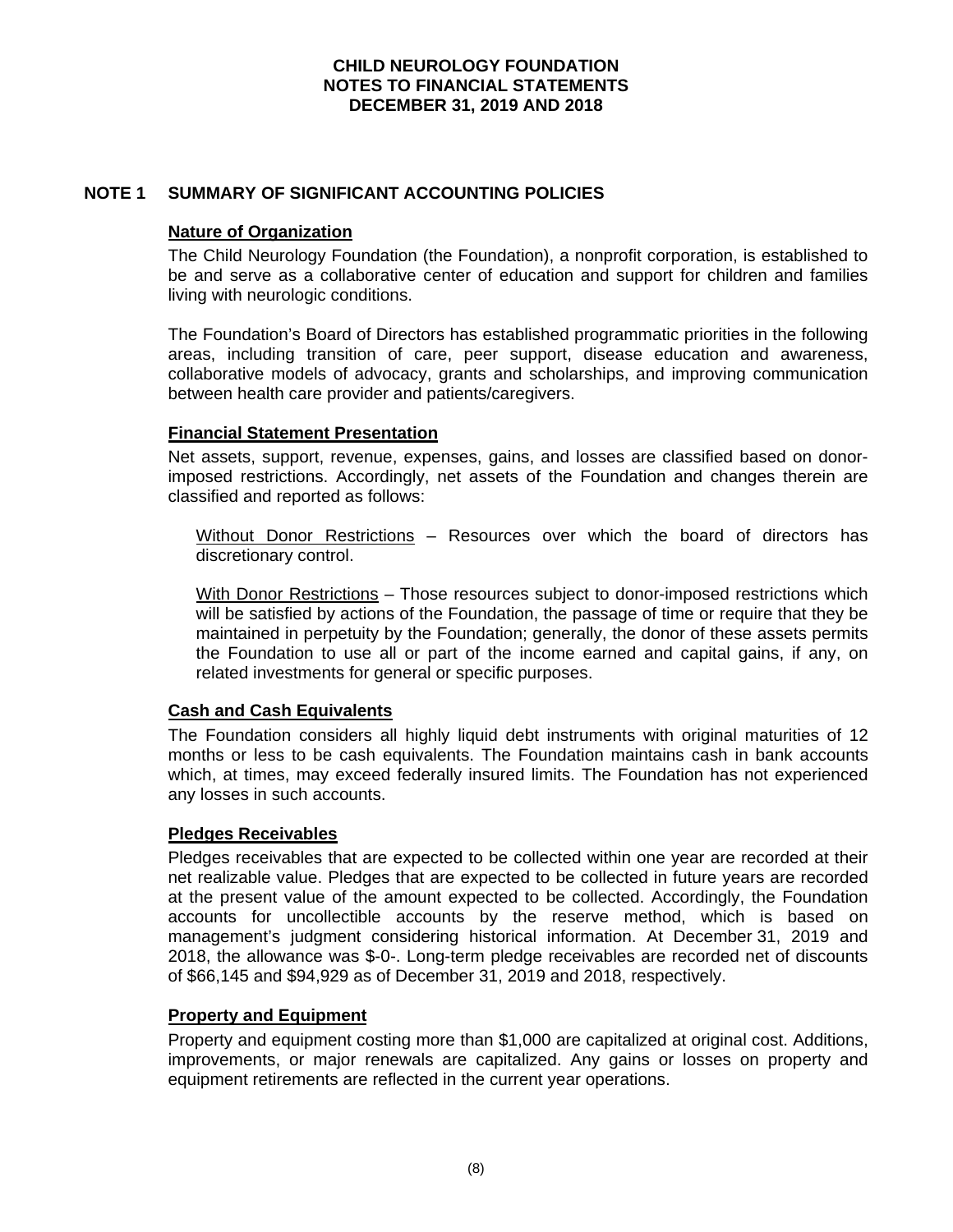# CHILD NEUROLOGY FOUNDATION
# NOTES TO FINANCIAL STATEMENTS
# DECEMBER 31, 2019 AND 2018

## NOTE 1 SUMMARY OF SIGNIFICANT ACCOUNTING POLICIES

### Nature of Organization

The Child Neurology Foundation (the Foundation), a nonprofit corporation, is established to be and serve as a collaborative center of education and support for children and families living with neurologic conditions.

The Foundation's Board of Directors has established programmatic priorities in the following areas, including transition of care, peer support, disease education and awareness, collaborative models of advocacy, grants and scholarships, and improving communication between health care provider and patients/caregivers.

### Financial Statement Presentation

Net assets, support, revenue, expenses, gains, and losses are classified based on donor-imposed restrictions. Accordingly, net assets of the Foundation and changes therein are classified and reported as follows:

Without Donor Restrictions – Resources over which the board of directors has discretionary control.

With Donor Restrictions – Those resources subject to donor-imposed restrictions which will be satisfied by actions of the Foundation, the passage of time or require that they be maintained in perpetuity by the Foundation; generally, the donor of these assets permits the Foundation to use all or part of the income earned and capital gains, if any, on related investments for general or specific purposes.

### Cash and Cash Equivalents

The Foundation considers all highly liquid debt instruments with original maturities of 12 months or less to be cash equivalents. The Foundation maintains cash in bank accounts which, at times, may exceed federally insured limits. The Foundation has not experienced any losses in such accounts.

### Pledges Receivables

Pledges receivables that are expected to be collected within one year are recorded at their net realizable value. Pledges that are expected to be collected in future years are recorded at the present value of the amount expected to be collected. Accordingly, the Foundation accounts for uncollectible accounts by the reserve method, which is based on management's judgment considering historical information. At December 31, 2019 and 2018, the allowance was $-0-. Long-term pledge receivables are recorded net of discounts of $66,145 and $94,929 as of December 31, 2019 and 2018, respectively.

### Property and Equipment

Property and equipment costing more than $1,000 are capitalized at original cost. Additions, improvements, or major renewals are capitalized. Any gains or losses on property and equipment retirements are reflected in the current year operations.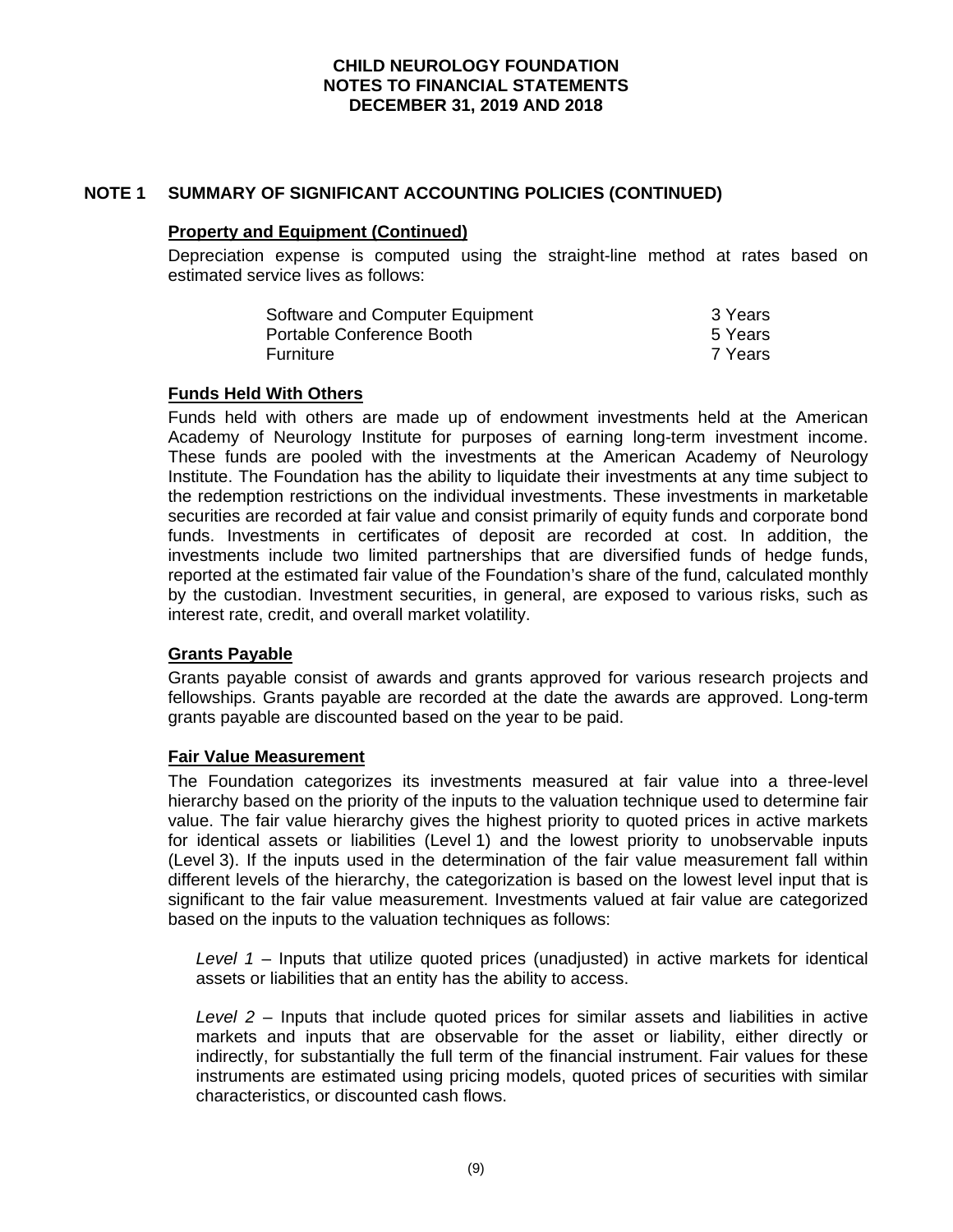# CHILD NEUROLOGY FOUNDATION
# NOTES TO FINANCIAL STATEMENTS
# DECEMBER 31, 2019 AND 2018

## NOTE 1 SUMMARY OF SIGNIFICANT ACCOUNTING POLICIES (CONTINUED)

### Property and Equipment (Continued)

Depreciation expense is computed using the straight-line method at rates based on estimated service lives as follows:

| | |
|---|---|
| Software and Computer Equipment | 3 Years |
| Portable Conference Booth | 5 Years |
| Furniture | 7 Years |

### Funds Held With Others

Funds held with others are made up of endowment investments held at the American Academy of Neurology Institute for purposes of earning long-term investment income. These funds are pooled with the investments at the American Academy of Neurology Institute. The Foundation has the ability to liquidate their investments at any time subject to the redemption restrictions on the individual investments. These investments in marketable securities are recorded at fair value and consist primarily of equity funds and corporate bond funds. Investments in certificates of deposit are recorded at cost. In addition, the investments include two limited partnerships that are diversified funds of hedge funds, reported at the estimated fair value of the Foundation's share of the fund, calculated monthly by the custodian. Investment securities, in general, are exposed to various risks, such as interest rate, credit, and overall market volatility.

### Grants Payable

Grants payable consist of awards and grants approved for various research projects and fellowships. Grants payable are recorded at the date the awards are approved. Long-term grants payable are discounted based on the year to be paid.

### Fair Value Measurement

The Foundation categorizes its investments measured at fair value into a three-level hierarchy based on the priority of the inputs to the valuation technique used to determine fair value. The fair value hierarchy gives the highest priority to quoted prices in active markets for identical assets or liabilities (Level 1) and the lowest priority to unobservable inputs (Level 3). If the inputs used in the determination of the fair value measurement fall within different levels of the hierarchy, the categorization is based on the lowest level input that is significant to the fair value measurement. Investments valued at fair value are categorized based on the inputs to the valuation techniques as follows:

*Level 1* – Inputs that utilize quoted prices (unadjusted) in active markets for identical assets or liabilities that an entity has the ability to access.

*Level 2* – Inputs that include quoted prices for similar assets and liabilities in active markets and inputs that are observable for the asset or liability, either directly or indirectly, for substantially the full term of the financial instrument. Fair values for these instruments are estimated using pricing models, quoted prices of securities with similar characteristics, or discounted cash flows.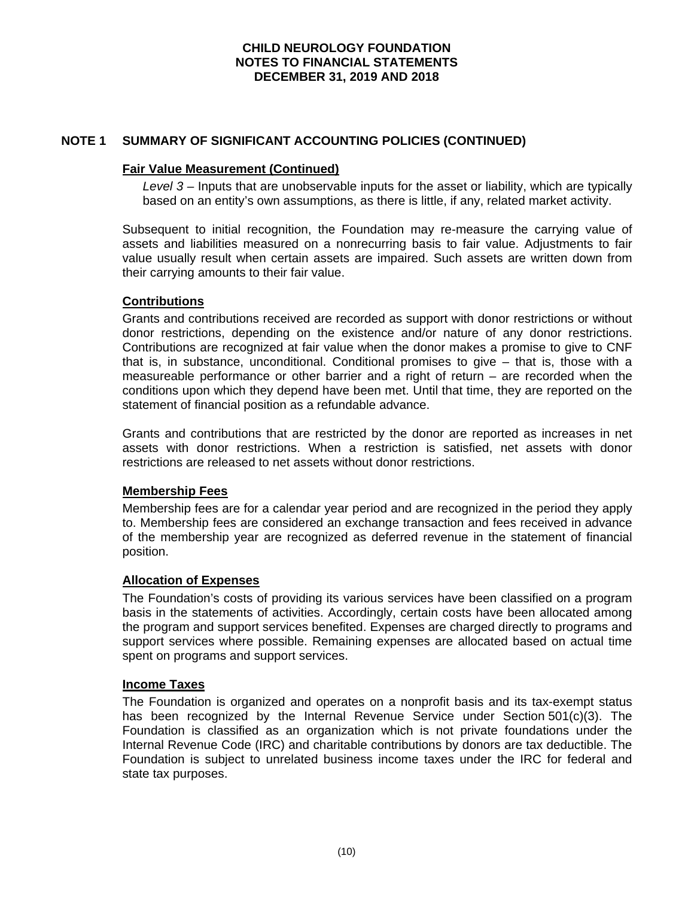## NOTE 1 SUMMARY OF SIGNIFICANT ACCOUNTING POLICIES (CONTINUED)

### Fair Value Measurement (Continued)

*Level 3* – Inputs that are unobservable inputs for the asset or liability, which are typically based on an entity's own assumptions, as there is little, if any, related market activity.

Subsequent to initial recognition, the Foundation may re-measure the carrying value of assets and liabilities measured on a nonrecurring basis to fair value. Adjustments to fair value usually result when certain assets are impaired. Such assets are written down from their carrying amounts to their fair value.

### Contributions

Grants and contributions received are recorded as support with donor restrictions or without donor restrictions, depending on the existence and/or nature of any donor restrictions. Contributions are recognized at fair value when the donor makes a promise to give to CNF that is, in substance, unconditional. Conditional promises to give – that is, those with a measureable performance or other barrier and a right of return – are recorded when the conditions upon which they depend have been met. Until that time, they are reported on the statement of financial position as a refundable advance.

Grants and contributions that are restricted by the donor are reported as increases in net assets with donor restrictions. When a restriction is satisfied, net assets with donor restrictions are released to net assets without donor restrictions.

### Membership Fees

Membership fees are for a calendar year period and are recognized in the period they apply to. Membership fees are considered an exchange transaction and fees received in advance of the membership year are recognized as deferred revenue in the statement of financial position.

### Allocation of Expenses

The Foundation's costs of providing its various services have been classified on a program basis in the statements of activities. Accordingly, certain costs have been allocated among the program and support services benefited. Expenses are charged directly to programs and support services where possible. Remaining expenses are allocated based on actual time spent on programs and support services.

### Income Taxes

The Foundation is organized and operates on a nonprofit basis and its tax-exempt status has been recognized by the Internal Revenue Service under Section 501(c)(3). The Foundation is classified as an organization which is not private foundations under the Internal Revenue Code (IRC) and charitable contributions by donors are tax deductible. The Foundation is subject to unrelated business income taxes under the IRC for federal and state tax purposes.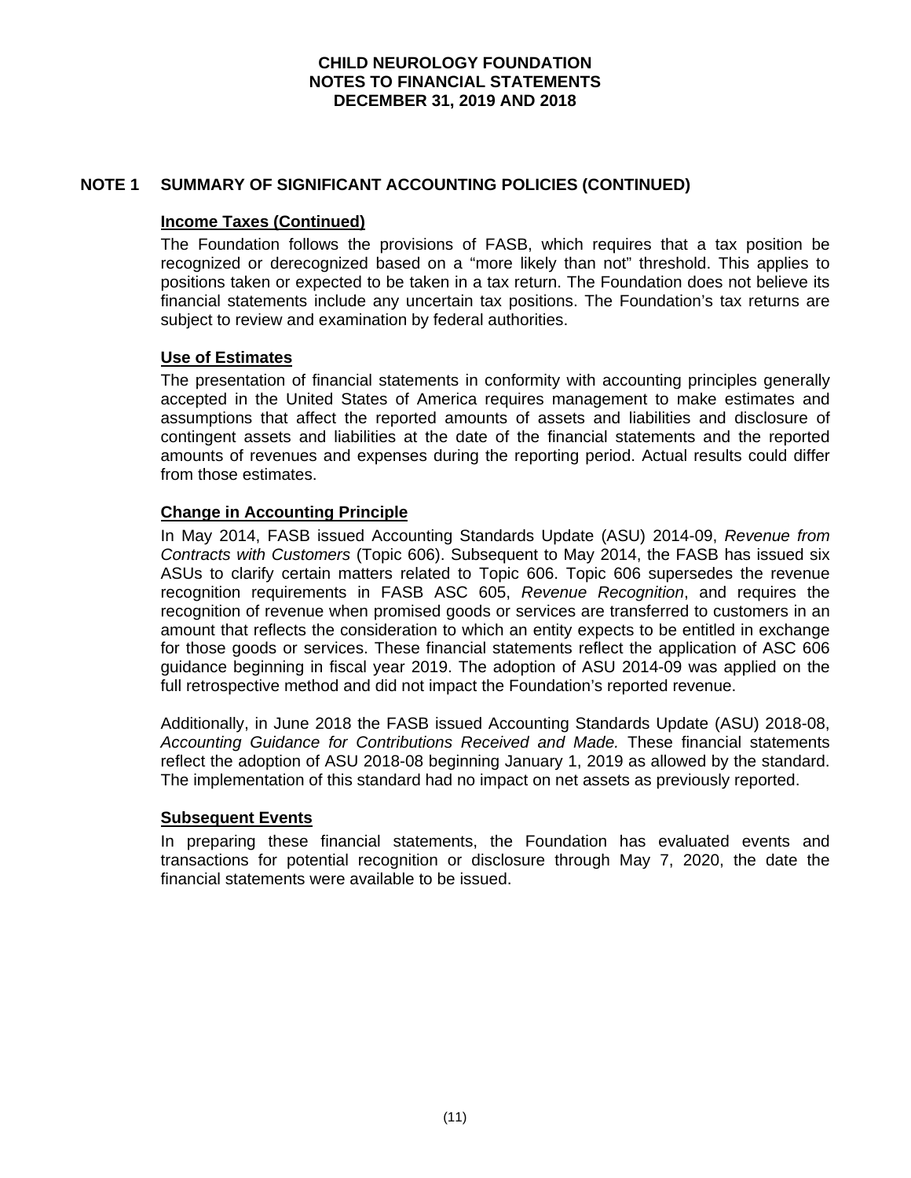## NOTE 1 SUMMARY OF SIGNIFICANT ACCOUNTING POLICIES (CONTINUED)

### Income Taxes (Continued)

The Foundation follows the provisions of FASB, which requires that a tax position be recognized or derecognized based on a "more likely than not" threshold. This applies to positions taken or expected to be taken in a tax return. The Foundation does not believe its financial statements include any uncertain tax positions. The Foundation's tax returns are subject to review and examination by federal authorities.

### Use of Estimates

The presentation of financial statements in conformity with accounting principles generally accepted in the United States of America requires management to make estimates and assumptions that affect the reported amounts of assets and liabilities and disclosure of contingent assets and liabilities at the date of the financial statements and the reported amounts of revenues and expenses during the reporting period. Actual results could differ from those estimates.

### Change in Accounting Principle

In May 2014, FASB issued Accounting Standards Update (ASU) 2014-09, *Revenue from Contracts with Customers* (Topic 606). Subsequent to May 2014, the FASB has issued six ASUs to clarify certain matters related to Topic 606. Topic 606 supersedes the revenue recognition requirements in FASB ASC 605, *Revenue Recognition*, and requires the recognition of revenue when promised goods or services are transferred to customers in an amount that reflects the consideration to which an entity expects to be entitled in exchange for those goods or services. These financial statements reflect the application of ASC 606 guidance beginning in fiscal year 2019. The adoption of ASU 2014-09 was applied on the full retrospective method and did not impact the Foundation's reported revenue.

Additionally, in June 2018 the FASB issued Accounting Standards Update (ASU) 2018-08, *Accounting Guidance for Contributions Received and Made.* These financial statements reflect the adoption of ASU 2018-08 beginning January 1, 2019 as allowed by the standard. The implementation of this standard had no impact on net assets as previously reported.

### Subsequent Events

In preparing these financial statements, the Foundation has evaluated events and transactions for potential recognition or disclosure through May 7, 2020, the date the financial statements were available to be issued.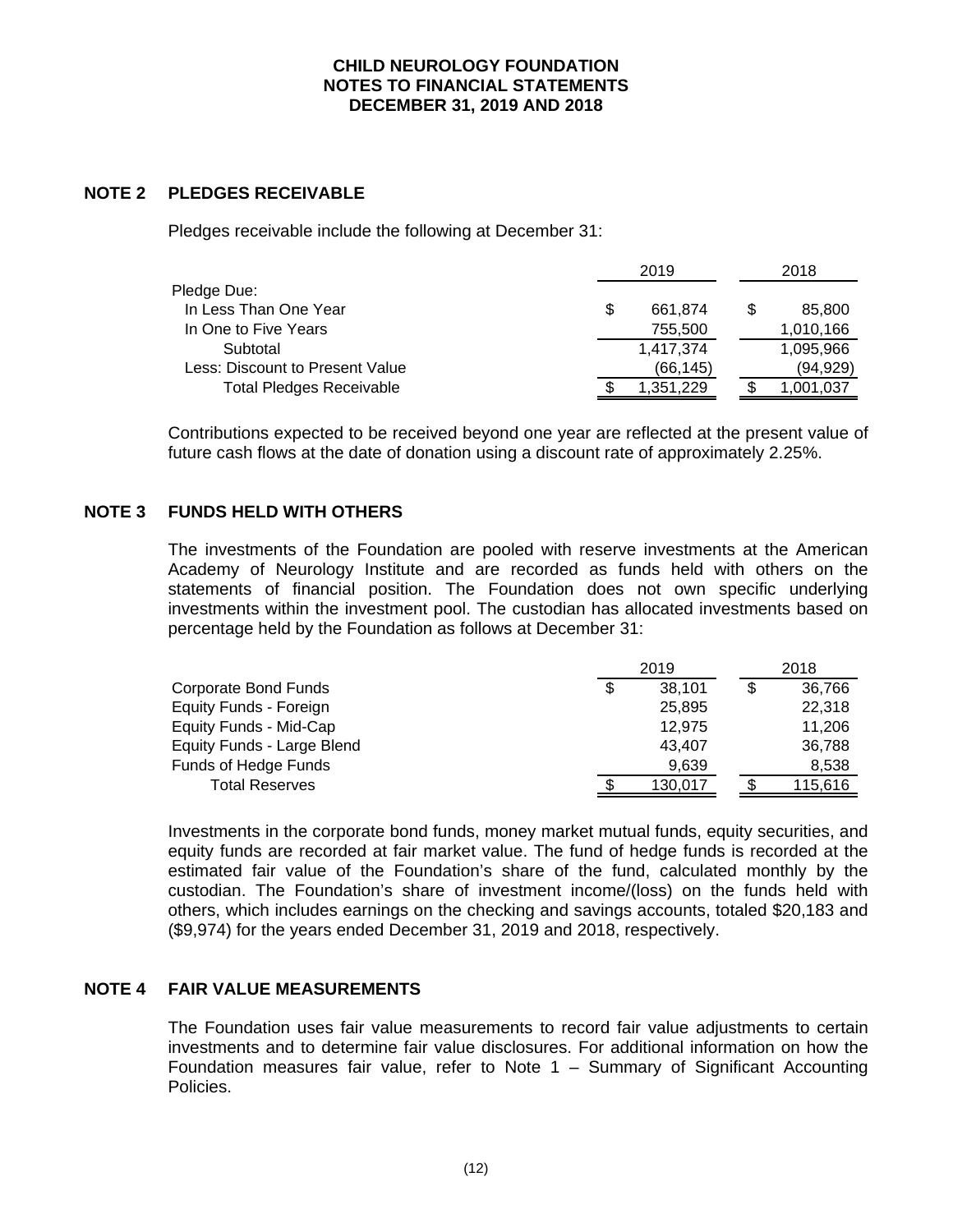# CHILD NEUROLOGY FOUNDATION
# NOTES TO FINANCIAL STATEMENTS
# DECEMBER 31, 2019 AND 2018

## NOTE 2 PLEDGES RECEIVABLE

Pledges receivable include the following at December 31:

| | 2019 | 2018 |
|---|---|---|
| Pledge Due: | | |
| In Less Than One Year | $ 661,874 | $ 85,800 |
| In One to Five Years | 755,500 | 1,010,166 |
| Subtotal | 1,417,374 | 1,095,966 |
| Less: Discount to Present Value | (66,145) | (94,929) |
| Total Pledges Receivable | $ 1,351,229 | $ 1,001,037 |

Contributions expected to be received beyond one year are reflected at the present value of future cash flows at the date of donation using a discount rate of approximately 2.25%.

## NOTE 3 FUNDS HELD WITH OTHERS

The investments of the Foundation are pooled with reserve investments at the American Academy of Neurology Institute and are recorded as funds held with others on the statements of financial position. The Foundation does not own specific underlying investments within the investment pool. The custodian has allocated investments based on percentage held by the Foundation as follows at December 31:

| | 2019 | 2018 |
|---|---|---|
| Corporate Bond Funds | $ 38,101 | $ 36,766 |
| Equity Funds - Foreign | 25,895 | 22,318 |
| Equity Funds - Mid-Cap | 12,975 | 11,206 |
| Equity Funds - Large Blend | 43,407 | 36,788 |
| Funds of Hedge Funds | 9,639 | 8,538 |
| Total Reserves | $ 130,017 | $ 115,616 |

Investments in the corporate bond funds, money market mutual funds, equity securities, and equity funds are recorded at fair market value. The fund of hedge funds is recorded at the estimated fair value of the Foundation's share of the fund, calculated monthly by the custodian. The Foundation's share of investment income/(loss) on the funds held with others, which includes earnings on the checking and savings accounts, totaled $20,183 and ($9,974) for the years ended December 31, 2019 and 2018, respectively.

## NOTE 4 FAIR VALUE MEASUREMENTS

The Foundation uses fair value measurements to record fair value adjustments to certain investments and to determine fair value disclosures. For additional information on how the Foundation measures fair value, refer to Note 1 – Summary of Significant Accounting Policies.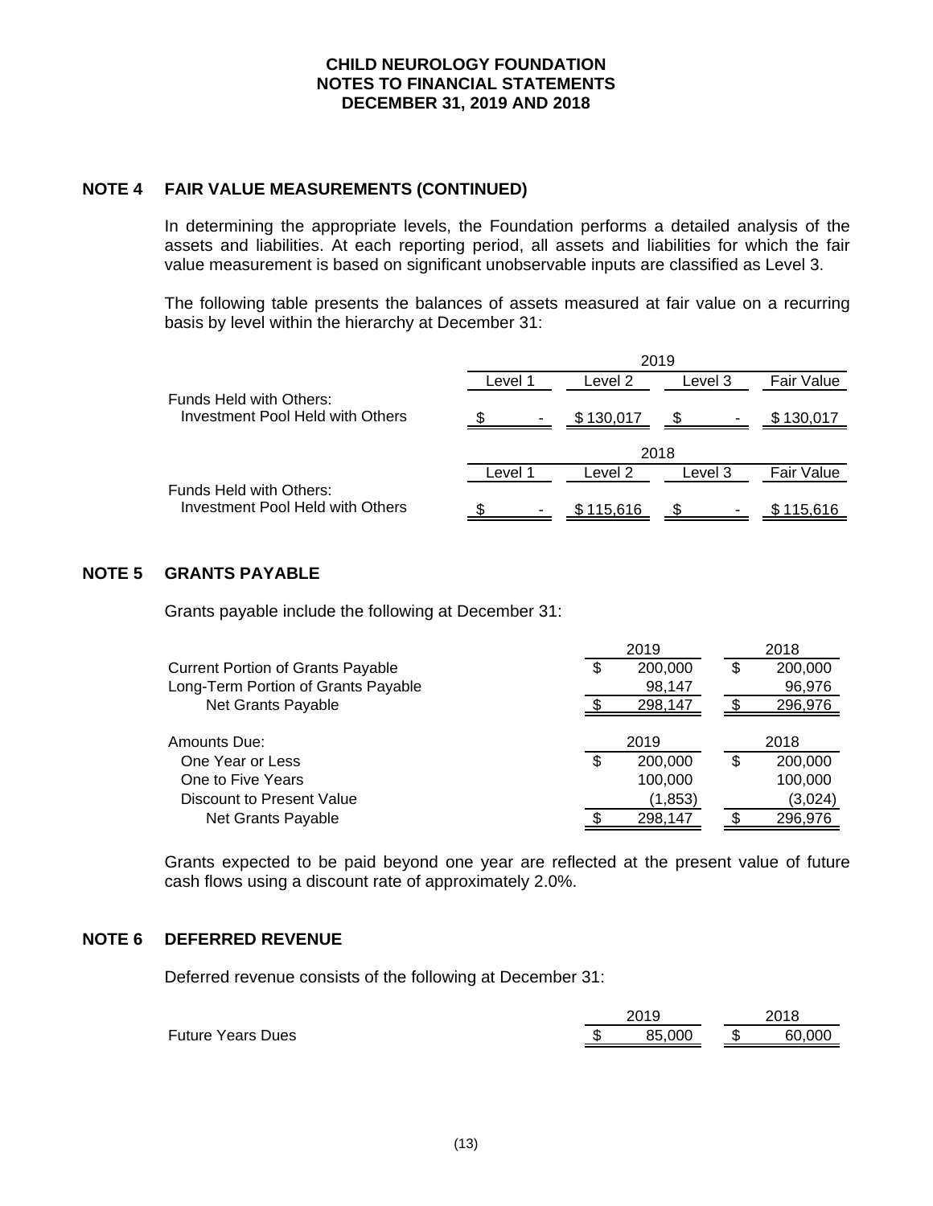# CHILD NEUROLOGY FOUNDATION
## NOTES TO FINANCIAL STATEMENTS
### DECEMBER 31, 2019 AND 2018

## NOTE 4 FAIR VALUE MEASUREMENTS (CONTINUED)

In determining the appropriate levels, the Foundation performs a detailed analysis of the assets and liabilities. At each reporting period, all assets and liabilities for which the fair value measurement is based on significant unobservable inputs are classified as Level 3.

The following table presents the balances of assets measured at fair value on a recurring basis by level within the hierarchy at December 31:

| | 2019 | | | |
|---|---|---|---|---|
| | Level 1 | Level 2 | Level 3 | Fair Value |
| Funds Held with Others: | | | | |
| Investment Pool Held with Others | $ - | $ 130,017 | $ - | $ 130,017 |

| | 2018 | | | |
|---|---|---|---|---|
| | Level 1 | Level 2 | Level 3 | Fair Value |
| Funds Held with Others: | | | | |
| Investment Pool Held with Others | $ - | $ 115,616 | $ - | $ 115,616 |

## NOTE 5 GRANTS PAYABLE

Grants payable include the following at December 31:

| | 2019 | 2018 |
|---|---|---|
| Current Portion of Grants Payable | $ 200,000 | $ 200,000 |
| Long-Term Portion of Grants Payable | 98,147 | 96,976 |
| Net Grants Payable | $ 298,147 | $ 296,976 |

| Amounts Due: | 2019 | 2018 |
|---|---|---|
| One Year or Less | $ 200,000 | $ 200,000 |
| One to Five Years | 100,000 | 100,000 |
| Discount to Present Value | (1,853) | (3,024) |
| Net Grants Payable | $ 298,147 | $ 296,976 |

Grants expected to be paid beyond one year are reflected at the present value of future cash flows using a discount rate of approximately 2.0%.

## NOTE 6 DEFERRED REVENUE

Deferred revenue consists of the following at December 31:

| | 2019 | 2018 |
|---|---|---|
| Future Years Dues | $ 85,000 | $ 60,000 |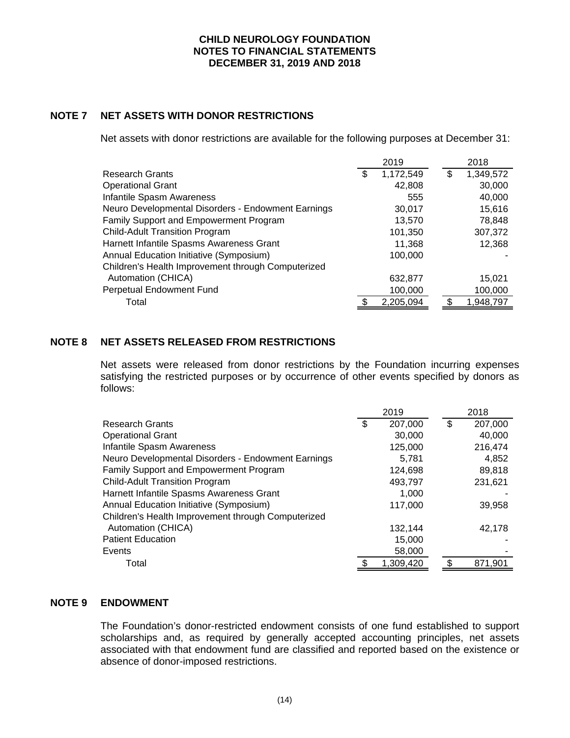# CHILD NEUROLOGY FOUNDATION
## NOTES TO FINANCIAL STATEMENTS
## DECEMBER 31, 2019 AND 2018

## NOTE 7 NET ASSETS WITH DONOR RESTRICTIONS

Net assets with donor restrictions are available for the following purposes at December 31:

| | 2019 | 2018 |
|---|---|---|
| Research Grants | $ 1,172,549 | $ 1,349,572 |
| Operational Grant | 42,808 | 30,000 |
| Infantile Spasm Awareness | 555 | 40,000 |
| Neuro Developmental Disorders - Endowment Earnings | 30,017 | 15,616 |
| Family Support and Empowerment Program | 13,570 | 78,848 |
| Child-Adult Transition Program | 101,350 | 307,372 |
| Harnett Infantile Spasms Awareness Grant | 11,368 | 12,368 |
| Annual Education Initiative (Symposium) | 100,000 | - |
| Children's Health Improvement through Computerized Automation (CHICA) | 632,877 | 15,021 |
| Perpetual Endowment Fund | 100,000 | 100,000 |
| Total | $ 2,205,094 | $ 1,948,797 |

## NOTE 8 NET ASSETS RELEASED FROM RESTRICTIONS

Net assets were released from donor restrictions by the Foundation incurring expenses satisfying the restricted purposes or by occurrence of other events specified by donors as follows:

| | 2019 | 2018 |
|---|---|---|
| Research Grants | $ 207,000 | $ 207,000 |
| Operational Grant | 30,000 | 40,000 |
| Infantile Spasm Awareness | 125,000 | 216,474 |
| Neuro Developmental Disorders - Endowment Earnings | 5,781 | 4,852 |
| Family Support and Empowerment Program | 124,698 | 89,818 |
| Child-Adult Transition Program | 493,797 | 231,621 |
| Harnett Infantile Spasms Awareness Grant | 1,000 | - |
| Annual Education Initiative (Symposium) | 117,000 | 39,958 |
| Children's Health Improvement through Computerized Automation (CHICA) | 132,144 | 42,178 |
| Patient Education | 15,000 | - |
| Events | 58,000 | - |
| Total | $ 1,309,420 | $ 871,901 |

## NOTE 9 ENDOWMENT

The Foundation's donor-restricted endowment consists of one fund established to support scholarships and, as required by generally accepted accounting principles, net assets associated with that endowment fund are classified and reported based on the existence or absence of donor-imposed restrictions.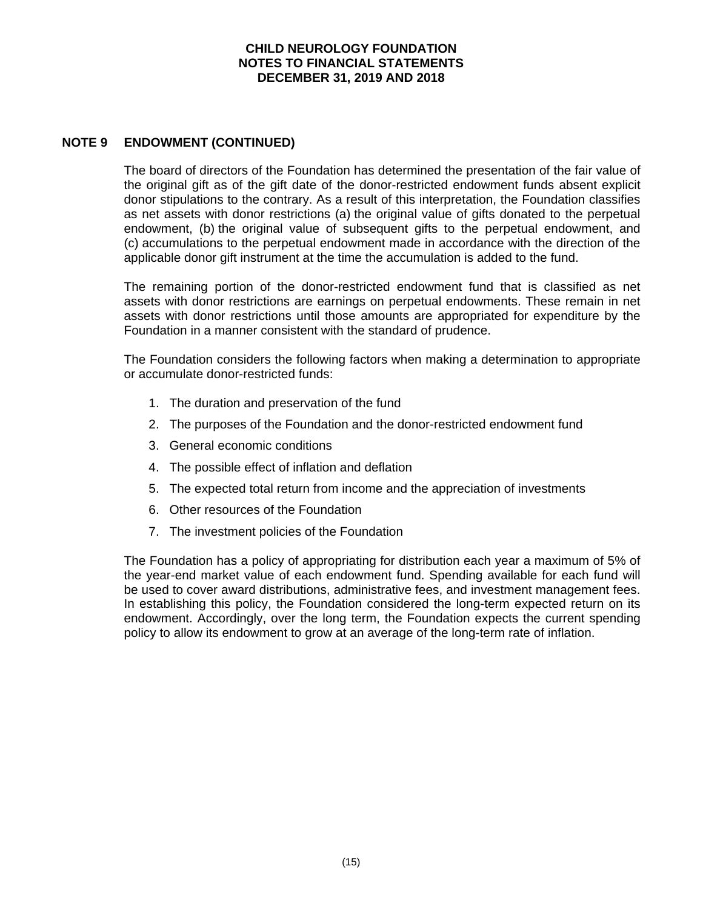## NOTE 9 ENDOWMENT (CONTINUED)

The board of directors of the Foundation has determined the presentation of the fair value of the original gift as of the gift date of the donor-restricted endowment funds absent explicit donor stipulations to the contrary. As a result of this interpretation, the Foundation classifies as net assets with donor restrictions (a) the original value of gifts donated to the perpetual endowment, (b) the original value of subsequent gifts to the perpetual endowment, and (c) accumulations to the perpetual endowment made in accordance with the direction of the applicable donor gift instrument at the time the accumulation is added to the fund.

The remaining portion of the donor-restricted endowment fund that is classified as net assets with donor restrictions are earnings on perpetual endowments. These remain in net assets with donor restrictions until those amounts are appropriated for expenditure by the Foundation in a manner consistent with the standard of prudence.

The Foundation considers the following factors when making a determination to appropriate or accumulate donor-restricted funds:

1. The duration and preservation of the fund
2. The purposes of the Foundation and the donor-restricted endowment fund
3. General economic conditions
4. The possible effect of inflation and deflation
5. The expected total return from income and the appreciation of investments
6. Other resources of the Foundation
7. The investment policies of the Foundation

The Foundation has a policy of appropriating for distribution each year a maximum of 5% of the year-end market value of each endowment fund. Spending available for each fund will be used to cover award distributions, administrative fees, and investment management fees. In establishing this policy, the Foundation considered the long-term expected return on its endowment. Accordingly, over the long term, the Foundation expects the current spending policy to allow its endowment to grow at an average of the long-term rate of inflation.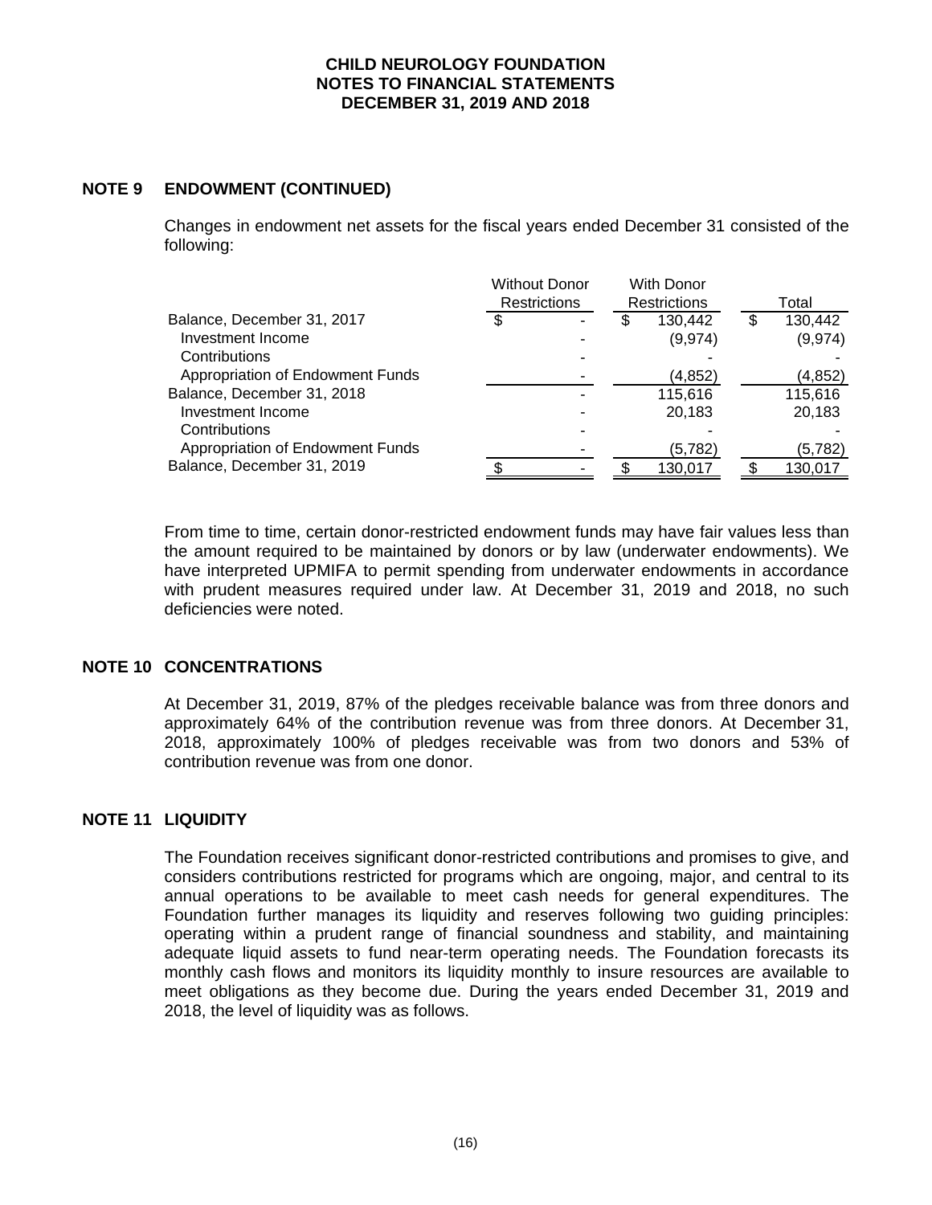## NOTE 9 ENDOWMENT (CONTINUED)

Changes in endowment net assets for the fiscal years ended December 31 consisted of the following:

| | Without Donor Restrictions | With Donor Restrictions | Total |
|---|---|---|---|
| Balance, December 31, 2017 | $ - | $ 130,442 | $ 130,442 |
| Investment Income | - | (9,974) | (9,974) |
| Contributions | - | - | - |
| Appropriation of Endowment Funds | - | (4,852) | (4,852) |
| Balance, December 31, 2018 | - | 115,616 | 115,616 |
| Investment Income | - | 20,183 | 20,183 |
| Contributions | - | - | - |
| Appropriation of Endowment Funds | - | (5,782) | (5,782) |
| Balance, December 31, 2019 | $ - | $ 130,017 | $ 130,017 |

From time to time, certain donor-restricted endowment funds may have fair values less than the amount required to be maintained by donors or by law (underwater endowments). We have interpreted UPMIFA to permit spending from underwater endowments in accordance with prudent measures required under law. At December 31, 2019 and 2018, no such deficiencies were noted.

## NOTE 10 CONCENTRATIONS

At December 31, 2019, 87% of the pledges receivable balance was from three donors and approximately 64% of the contribution revenue was from three donors. At December 31, 2018, approximately 100% of pledges receivable was from two donors and 53% of contribution revenue was from one donor.

## NOTE 11 LIQUIDITY

The Foundation receives significant donor-restricted contributions and promises to give, and considers contributions restricted for programs which are ongoing, major, and central to its annual operations to be available to meet cash needs for general expenditures. The Foundation further manages its liquidity and reserves following two guiding principles: operating within a prudent range of financial soundness and stability, and maintaining adequate liquid assets to fund near-term operating needs. The Foundation forecasts its monthly cash flows and monitors its liquidity monthly to insure resources are available to meet obligations as they become due. During the years ended December 31, 2019 and 2018, the level of liquidity was as follows.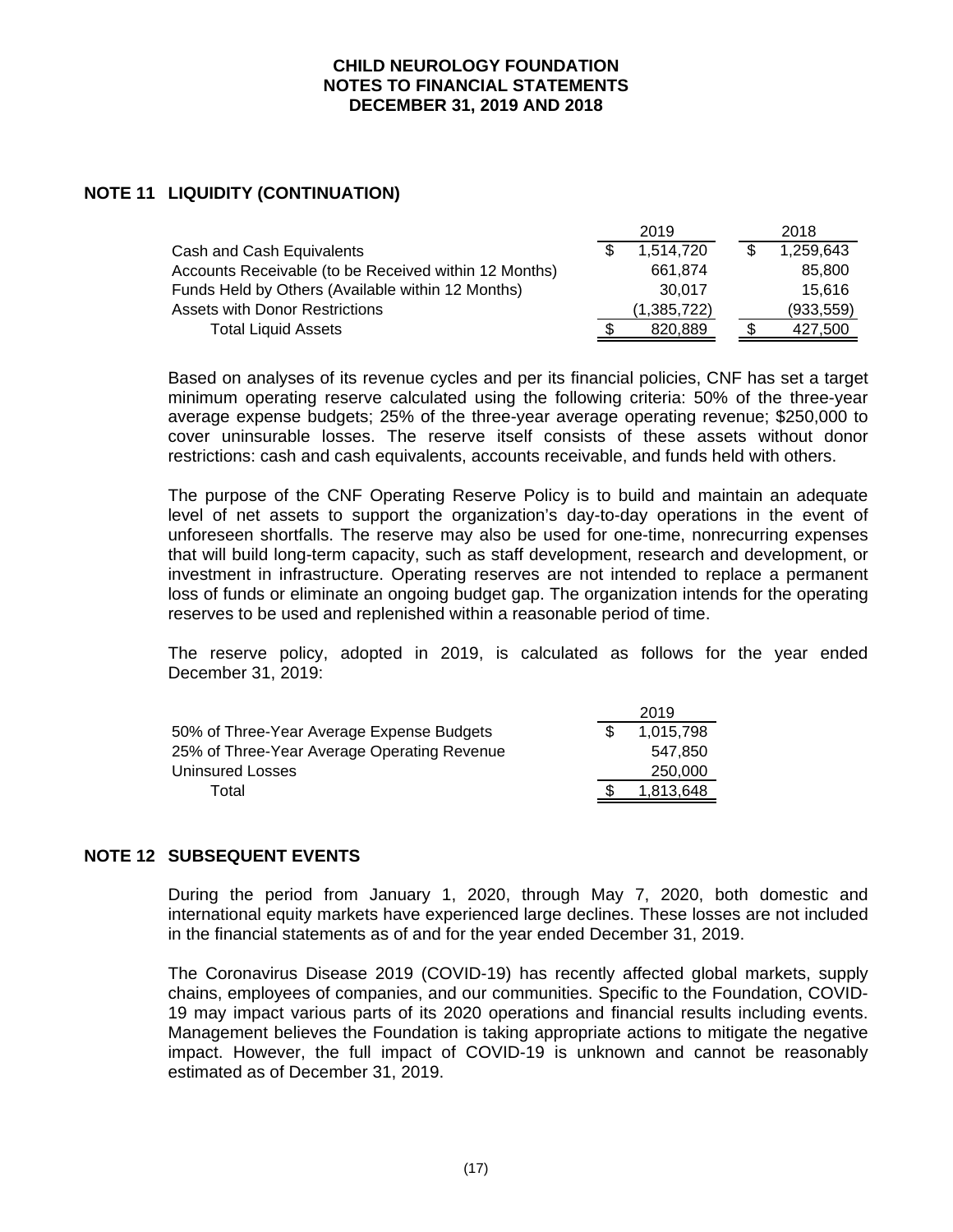# CHILD NEUROLOGY FOUNDATION
# NOTES TO FINANCIAL STATEMENTS
# DECEMBER 31, 2019 AND 2018

## NOTE 11 LIQUIDITY (CONTINUATION)

| | 2019 | 2018 |
|---|---|---|
| Cash and Cash Equivalents | $ 1,514,720 | $ 1,259,643 |
| Accounts Receivable (to be Received within 12 Months) | 661,874 | 85,800 |
| Funds Held by Others (Available within 12 Months) | 30,017 | 15,616 |
| Assets with Donor Restrictions | (1,385,722) | (933,559) |
| Total Liquid Assets | $ 820,889 | $ 427,500 |

Based on analyses of its revenue cycles and per its financial policies, CNF has set a target minimum operating reserve calculated using the following criteria: 50% of the three-year average expense budgets; 25% of the three-year average operating revenue; $250,000 to cover uninsurable losses. The reserve itself consists of these assets without donor restrictions: cash and cash equivalents, accounts receivable, and funds held with others.

The purpose of the CNF Operating Reserve Policy is to build and maintain an adequate level of net assets to support the organization's day-to-day operations in the event of unforeseen shortfalls. The reserve may also be used for one-time, nonrecurring expenses that will build long-term capacity, such as staff development, research and development, or investment in infrastructure. Operating reserves are not intended to replace a permanent loss of funds or eliminate an ongoing budget gap. The organization intends for the operating reserves to be used and replenished within a reasonable period of time.

The reserve policy, adopted in 2019, is calculated as follows for the year ended December 31, 2019:

| | 2019 |
|---|---|
| 50% of Three-Year Average Expense Budgets | $ 1,015,798 |
| 25% of Three-Year Average Operating Revenue | 547,850 |
| Uninsured Losses | 250,000 |
| Total | $ 1,813,648 |

## NOTE 12 SUBSEQUENT EVENTS

During the period from January 1, 2020, through May 7, 2020, both domestic and international equity markets have experienced large declines. These losses are not included in the financial statements as of and for the year ended December 31, 2019.

The Coronavirus Disease 2019 (COVID-19) has recently affected global markets, supply chains, employees of companies, and our communities. Specific to the Foundation, COVID-19 may impact various parts of its 2020 operations and financial results including events. Management believes the Foundation is taking appropriate actions to mitigate the negative impact. However, the full impact of COVID-19 is unknown and cannot be reasonably estimated as of December 31, 2019.